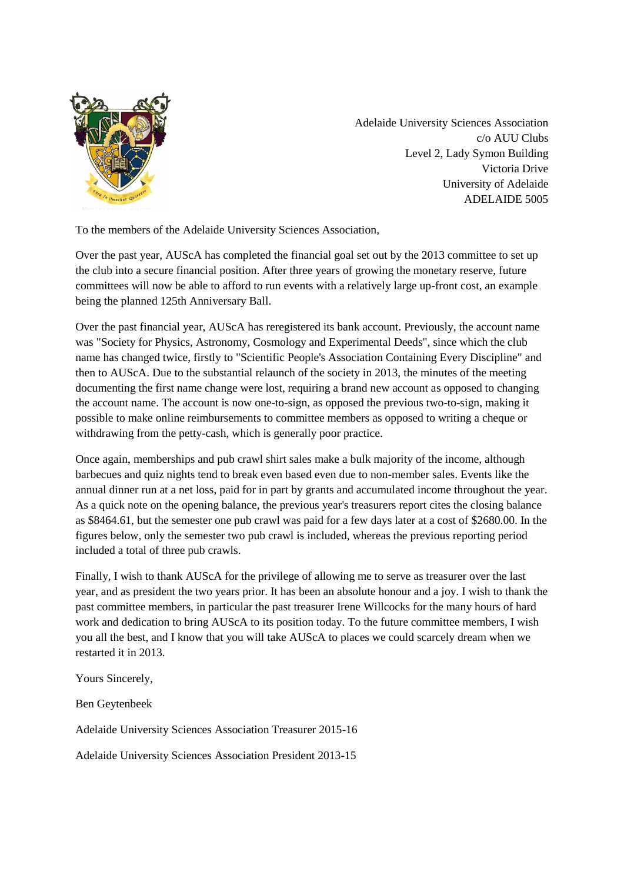Adelaide University Sciences Association
c/o AUU Clubs
Level 2, Lady Symon Building
Victoria Drive
University of Adelaide
ADELAIDE 5005

To the members of the Adelaide University Sciences Association,

Over the past year, AUScA has completed the financial goal set out by the 2013 committee to set up the club into a secure financial position. After three years of growing the monetary reserve, future committees will now be able to afford to run events with a relatively large up-front cost, an example being the planned 125th Anniversary Ball.

Over the past financial year, AUScA has reregistered its bank account. Previously, the account name was "Society for Physics, Astronomy, Cosmology and Experimental Deeds", since which the club name has changed twice, firstly to "Scientific People's Association Containing Every Discipline" and then to AUScA. Due to the substantial relaunch of the society in 2013, the minutes of the meeting documenting the first name change were lost, requiring a brand new account as opposed to changing the account name. The account is now one-to-sign, as opposed the previous two-to-sign, making it possible to make online reimbursements to committee members as opposed to writing a cheque or withdrawing from the petty-cash, which is generally poor practice.

Once again, memberships and pub crawl shirt sales make a bulk majority of the income, although barbecues and quiz nights tend to break even based even due to non-member sales. Events like the annual dinner run at a net loss, paid for in part by grants and accumulated income throughout the year. As a quick note on the opening balance, the previous year's treasurers report cites the closing balance as $8464.61, but the semester one pub crawl was paid for a few days later at a cost of $2680.00. In the figures below, only the semester two pub crawl is included, whereas the previous reporting period included a total of three pub crawls.

Finally, I wish to thank AUScA for the privilege of allowing me to serve as treasurer over the last year, and as president the two years prior. It has been an absolute honour and a joy. I wish to thank the past committee members, in particular the past treasurer Irene Willcocks for the many hours of hard work and dedication to bring AUScA to its position today. To the future committee members, I wish you all the best, and I know that you will take AUScA to places we could scarcely dream when we restarted it in 2013.

Yours Sincerely,

Ben Geytenbeek

Adelaide University Sciences Association Treasurer 2015-16

Adelaide University Sciences Association President 2013-15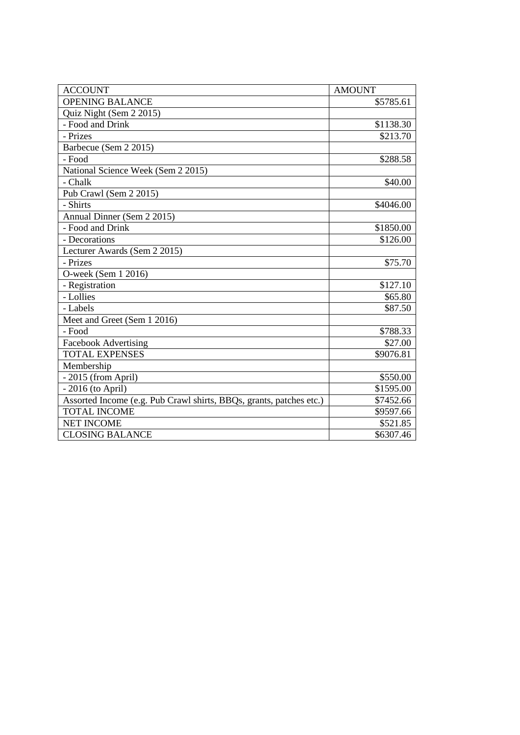| ACCOUNT | AMOUNT |
| --- | --- |
| OPENING BALANCE | $5785.61 |
| Quiz Night (Sem 2 2015) | |
| - Food and Drink | $1138.30 |
| - Prizes | $213.70 |
| Barbecue (Sem 2 2015) | |
| - Food | $288.58 |
| National Science Week (Sem 2 2015) | |
| - Chalk | $40.00 |
| Pub Crawl (Sem 2 2015) | |
| - Shirts | $4046.00 |
| Annual Dinner (Sem 2 2015) | |
| - Food and Drink | $1850.00 |
| - Decorations | $126.00 |
| Lecturer Awards (Sem 2 2015) | |
| - Prizes | $75.70 |
| O-week (Sem 1 2016) | |
| - Registration | $127.10 |
| - Lollies | $65.80 |
| - Labels | $87.50 |
| Meet and Greet (Sem 1 2016) | |
| - Food | $788.33 |
| Facebook Advertising | $27.00 |
| TOTAL EXPENSES | $9076.81 |
| Membership | |
| - 2015 (from April) | $550.00 |
| - 2016 (to April) | $1595.00 |
| Assorted Income (e.g. Pub Crawl shirts, BBQs, grants, patches etc.) | $7452.66 |
| TOTAL INCOME | $9597.66 |
| NET INCOME | $521.85 |
| CLOSING BALANCE | $6307.46 |